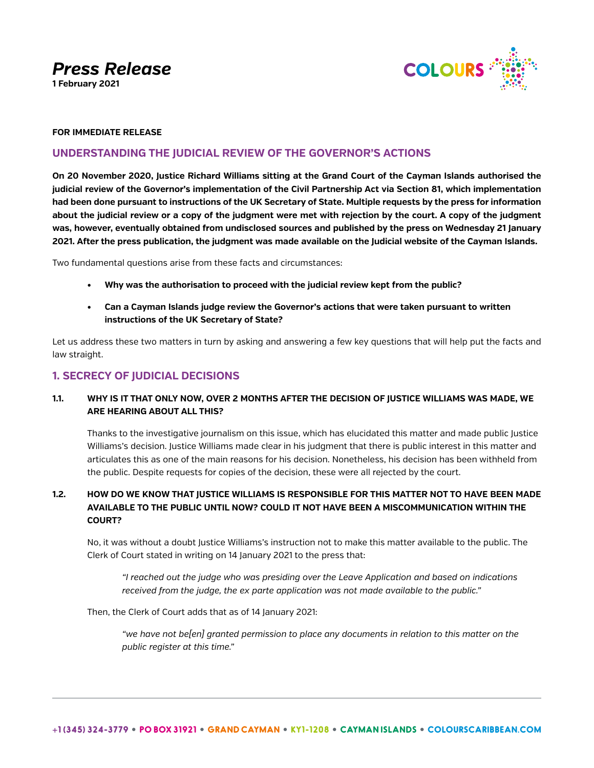# *Press Release*

**1 February 2021**

COLOURS

**FOR IMMEDIATE RELEASE**

## UNDERSTANDING THE JUDICIAL REVIEW OF THE GOVERNOR'S ACTIONS

**On 20 November 2020, Justice Richard Williams sitting at the Grand Court of the Cayman Islands authorised the judicial review of the Governor's implementation of the Civil Partnership Act via Section 81, which implementation had been done pursuant to instructions of the UK Secretary of State. Multiple requests by the press for information about the judicial review or a copy of the judgment were met with rejection by the court. A copy of the judgment was, however, eventually obtained from undisclosed sources and published by the press on Wednesday 21 January 2021. After the press publication, the judgment was made available on the Judicial website of the Cayman Islands.**

Two fundamental questions arise from these facts and circumstances:

- **Why was the authorisation to proceed with the judicial review kept from the public?**
- **Can a Cayman Islands judge review the Governor's actions that were taken pursuant to written instructions of the UK Secretary of State?**

Let us address these two matters in turn by asking and answering a few key questions that will help put the facts and law straight.

## 1. SECRECY OF JUDICIAL DECISIONS

### 1.1. WHY IS IT THAT ONLY NOW, OVER 2 MONTHS AFTER THE DECISION OF JUSTICE WILLIAMS WAS MADE, WE ARE HEARING ABOUT ALL THIS?

Thanks to the investigative journalism on this issue, which has elucidated this matter and made public Justice Williams's decision. Justice Williams made clear in his judgment that there is public interest in this matter and articulates this as one of the main reasons for his decision. Nonetheless, his decision has been withheld from the public. Despite requests for copies of the decision, these were all rejected by the court.

### 1.2. HOW DO WE KNOW THAT JUSTICE WILLIAMS IS RESPONSIBLE FOR THIS MATTER NOT TO HAVE BEEN MADE AVAILABLE TO THE PUBLIC UNTIL NOW? COULD IT NOT HAVE BEEN A MISCOMMUNICATION WITHIN THE COURT?

No, it was without a doubt Justice Williams's instruction not to make this matter available to the public. The Clerk of Court stated in writing on 14 January 2021 to the press that:

> *"I reached out the judge who was presiding over the Leave Application and based on indications received from the judge, the ex parte application was not made available to the public."*

Then, the Clerk of Court adds that as of 14 January 2021:

> *"we have not be[en] granted permission to place any documents in relation to this matter on the public register at this time."*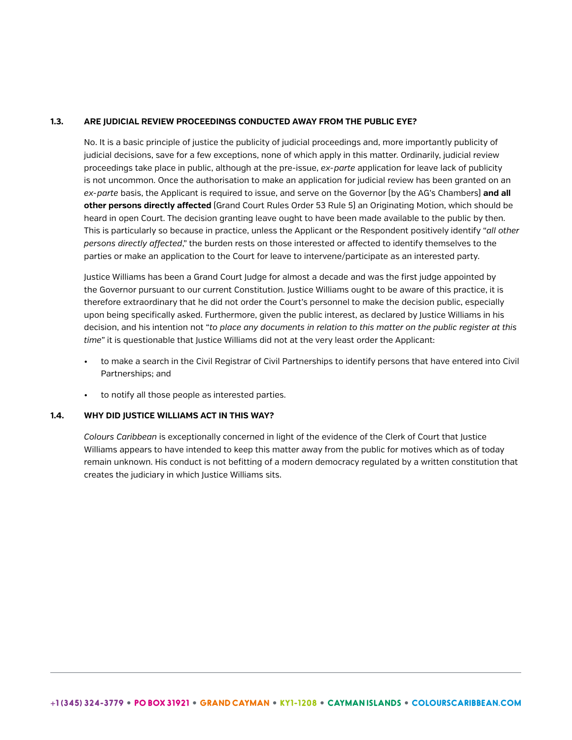### 1.3. ARE JUDICIAL REVIEW PROCEEDINGS CONDUCTED AWAY FROM THE PUBLIC EYE?

No. It is a basic principle of justice the publicity of judicial proceedings and, more importantly publicity of judicial decisions, save for a few exceptions, none of which apply in this matter. Ordinarily, judicial review proceedings take place in public, although at the pre-issue, *ex-parte* application for leave lack of publicity is not uncommon. Once the authorisation to make an application for judicial review has been granted on an *ex-parte* basis, the Applicant is required to issue, and serve on the Governor (by the AG's Chambers) **and all other persons directly affected** (Grand Court Rules Order 53 Rule 5) an Originating Motion, which should be heard in open Court. The decision granting leave ought to have been made available to the public by then. This is particularly so because in practice, unless the Applicant or the Respondent positively identify "*all other persons directly affected*," the burden rests on those interested or affected to identify themselves to the parties or make an application to the Court for leave to intervene/participate as an interested party.

Justice Williams has been a Grand Court Judge for almost a decade and was the first judge appointed by the Governor pursuant to our current Constitution. Justice Williams ought to be aware of this practice, it is therefore extraordinary that he did not order the Court's personnel to make the decision public, especially upon being specifically asked. Furthermore, given the public interest, as declared by Justice Williams in his decision, and his intention not "*to place any documents in relation to this matter on the public register at this time*" it is questionable that Justice Williams did not at the very least order the Applicant:

- to make a search in the Civil Registrar of Civil Partnerships to identify persons that have entered into Civil Partnerships; and
- to notify all those people as interested parties.

### 1.4. WHY DID JUSTICE WILLIAMS ACT IN THIS WAY?

*Colours Caribbean* is exceptionally concerned in light of the evidence of the Clerk of Court that Justice Williams appears to have intended to keep this matter away from the public for motives which as of today remain unknown. His conduct is not befitting of a modern democracy regulated by a written constitution that creates the judiciary in which Justice Williams sits.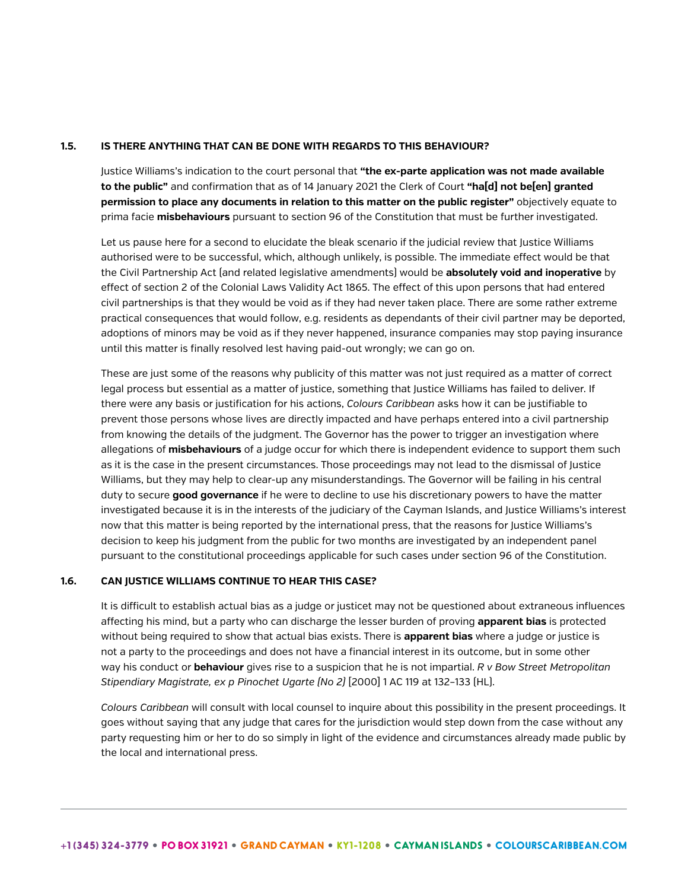### 1.5. IS THERE ANYTHING THAT CAN BE DONE WITH REGARDS TO THIS BEHAVIOUR?

Justice Williams's indication to the court personal that **"the ex-parte application was not made available to the public"** and confirmation that as of 14 January 2021 the Clerk of Court **"ha[d] not be[en] granted permission to place any documents in relation to this matter on the public register"** objectively equate to prima facie **misbehaviours** pursuant to section 96 of the Constitution that must be further investigated.

Let us pause here for a second to elucidate the bleak scenario if the judicial review that Justice Williams authorised were to be successful, which, although unlikely, is possible. The immediate effect would be that the Civil Partnership Act (and related legislative amendments) would be **absolutely void and inoperative** by effect of section 2 of the Colonial Laws Validity Act 1865. The effect of this upon persons that had entered civil partnerships is that they would be void as if they had never taken place. There are some rather extreme practical consequences that would follow, e.g. residents as dependants of their civil partner may be deported, adoptions of minors may be void as if they never happened, insurance companies may stop paying insurance until this matter is finally resolved lest having paid-out wrongly; we can go on.

These are just some of the reasons why publicity of this matter was not just required as a matter of correct legal process but essential as a matter of justice, something that Justice Williams has failed to deliver. If there were any basis or justification for his actions, *Colours Caribbean* asks how it can be justifiable to prevent those persons whose lives are directly impacted and have perhaps entered into a civil partnership from knowing the details of the judgment. The Governor has the power to trigger an investigation where allegations of **misbehaviours** of a judge occur for which there is independent evidence to support them such as it is the case in the present circumstances. Those proceedings may not lead to the dismissal of Justice Williams, but they may help to clear-up any misunderstandings. The Governor will be failing in his central duty to secure **good governance** if he were to decline to use his discretionary powers to have the matter investigated because it is in the interests of the judiciary of the Cayman Islands, and Justice Williams's interest now that this matter is being reported by the international press, that the reasons for Justice Williams's decision to keep his judgment from the public for two months are investigated by an independent panel pursuant to the constitutional proceedings applicable for such cases under section 96 of the Constitution.

### 1.6. CAN JUSTICE WILLIAMS CONTINUE TO HEAR THIS CASE?

It is difficult to establish actual bias as a judge or justicet may not be questioned about extraneous influences affecting his mind, but a party who can discharge the lesser burden of proving **apparent bias** is protected without being required to show that actual bias exists. There is **apparent bias** where a judge or justice is not a party to the proceedings and does not have a financial interest in its outcome, but in some other way his conduct or **behaviour** gives rise to a suspicion that he is not impartial. *R v Bow Street Metropolitan Stipendiary Magistrate, ex p Pinochet Ugarte (No 2)* [2000] 1 AC 119 at 132–133 (HL).

*Colours Caribbean* will consult with local counsel to inquire about this possibility in the present proceedings. It goes without saying that any judge that cares for the jurisdiction would step down from the case without any party requesting him or her to do so simply in light of the evidence and circumstances already made public by the local and international press.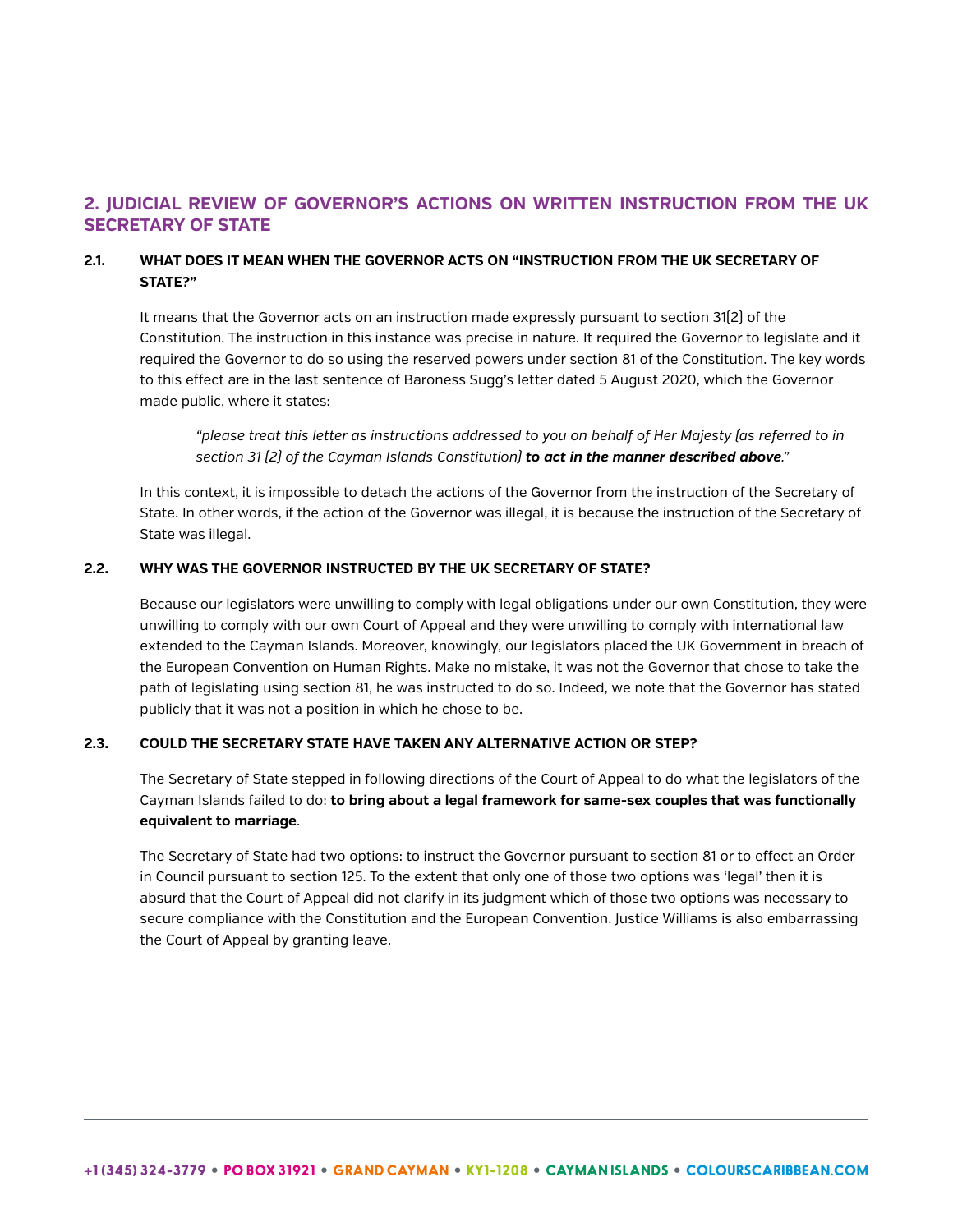## 2. JUDICIAL REVIEW OF GOVERNOR'S ACTIONS ON WRITTEN INSTRUCTION FROM THE UK SECRETARY OF STATE

### 2.1. WHAT DOES IT MEAN WHEN THE GOVERNOR ACTS ON "INSTRUCTION FROM THE UK SECRETARY OF STATE?"

It means that the Governor acts on an instruction made expressly pursuant to section 31(2) of the Constitution. The instruction in this instance was precise in nature. It required the Governor to legislate and it required the Governor to do so using the reserved powers under section 81 of the Constitution. The key words to this effect are in the last sentence of Baroness Sugg's letter dated 5 August 2020, which the Governor made public, where it states:

> *"please treat this letter as instructions addressed to you on behalf of Her Majesty (as referred to in section 31 (2) of the Cayman Islands Constitution)* ***to act in the manner described above****."*

In this context, it is impossible to detach the actions of the Governor from the instruction of the Secretary of State. In other words, if the action of the Governor was illegal, it is because the instruction of the Secretary of State was illegal.

### 2.2. WHY WAS THE GOVERNOR INSTRUCTED BY THE UK SECRETARY OF STATE?

Because our legislators were unwilling to comply with legal obligations under our own Constitution, they were unwilling to comply with our own Court of Appeal and they were unwilling to comply with international law extended to the Cayman Islands. Moreover, knowingly, our legislators placed the UK Government in breach of the European Convention on Human Rights. Make no mistake, it was not the Governor that chose to take the path of legislating using section 81, he was instructed to do so. Indeed, we note that the Governor has stated publicly that it was not a position in which he chose to be.

### 2.3. COULD THE SECRETARY STATE HAVE TAKEN ANY ALTERNATIVE ACTION OR STEP?

The Secretary of State stepped in following directions of the Court of Appeal to do what the legislators of the Cayman Islands failed to do: **to bring about a legal framework for same-sex couples that was functionally equivalent to marriage**.

The Secretary of State had two options: to instruct the Governor pursuant to section 81 or to effect an Order in Council pursuant to section 125. To the extent that only one of those two options was 'legal' then it is absurd that the Court of Appeal did not clarify in its judgment which of those two options was necessary to secure compliance with the Constitution and the European Convention. Justice Williams is also embarrassing the Court of Appeal by granting leave.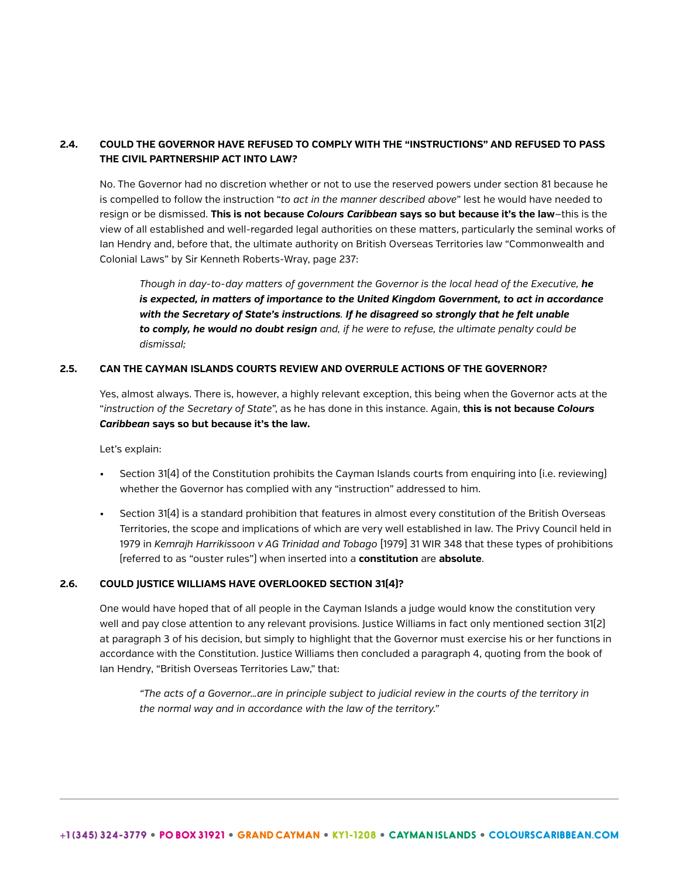### 2.4. COULD THE GOVERNOR HAVE REFUSED TO COMPLY WITH THE "INSTRUCTIONS" AND REFUSED TO PASS THE CIVIL PARTNERSHIP ACT INTO LAW?

No. The Governor had no discretion whether or not to use the reserved powers under section 81 because he is compelled to follow the instruction "*to act in the manner described above*" lest he would have needed to resign or be dismissed. **This is not because *Colours Caribbean* says so but because it's the law**–this is the view of all established and well-regarded legal authorities on these matters, particularly the seminal works of Ian Hendry and, before that, the ultimate authority on British Overseas Territories law "Commonwealth and Colonial Laws" by Sir Kenneth Roberts-Wray, page 237:

> *Though in day-to-day matters of government the Governor is the local head of the Executive, **he is expected, in matters of importance to the United Kingdom Government, to act in accordance with the Secretary of State's instructions**. **If he disagreed so strongly that he felt unable to comply, he would no doubt resign** and, if he were to refuse, the ultimate penalty could be dismissal;*

### 2.5. CAN THE CAYMAN ISLANDS COURTS REVIEW AND OVERRULE ACTIONS OF THE GOVERNOR?

Yes, almost always. There is, however, a highly relevant exception, this being when the Governor acts at the "*instruction of the Secretary of State*", as he has done in this instance. Again, **this is not because *Colours Caribbean* says so but because it's the law.**

Let's explain:

- Section 31(4) of the Constitution prohibits the Cayman Islands courts from enquiring into (i.e. reviewing) whether the Governor has complied with any "instruction" addressed to him.
- Section 31(4) is a standard prohibition that features in almost every constitution of the British Overseas Territories, the scope and implications of which are very well established in law. The Privy Council held in 1979 in *Kemrajh Harrikissoon v AG Trinidad and Tobago* [1979] 31 WIR 348 that these types of prohibitions (referred to as "ouster rules") when inserted into a **constitution** are **absolute**.

### 2.6. COULD JUSTICE WILLIAMS HAVE OVERLOOKED SECTION 31(4)?

One would have hoped that of all people in the Cayman Islands a judge would know the constitution very well and pay close attention to any relevant provisions. Justice Williams in fact only mentioned section 31(2) at paragraph 3 of his decision, but simply to highlight that the Governor must exercise his or her functions in accordance with the Constitution. Justice Williams then concluded a paragraph 4, quoting from the book of Ian Hendry, "British Overseas Territories Law," that:

> *"The acts of a Governor...are in principle subject to judicial review in the courts of the territory in the normal way and in accordance with the law of the territory."*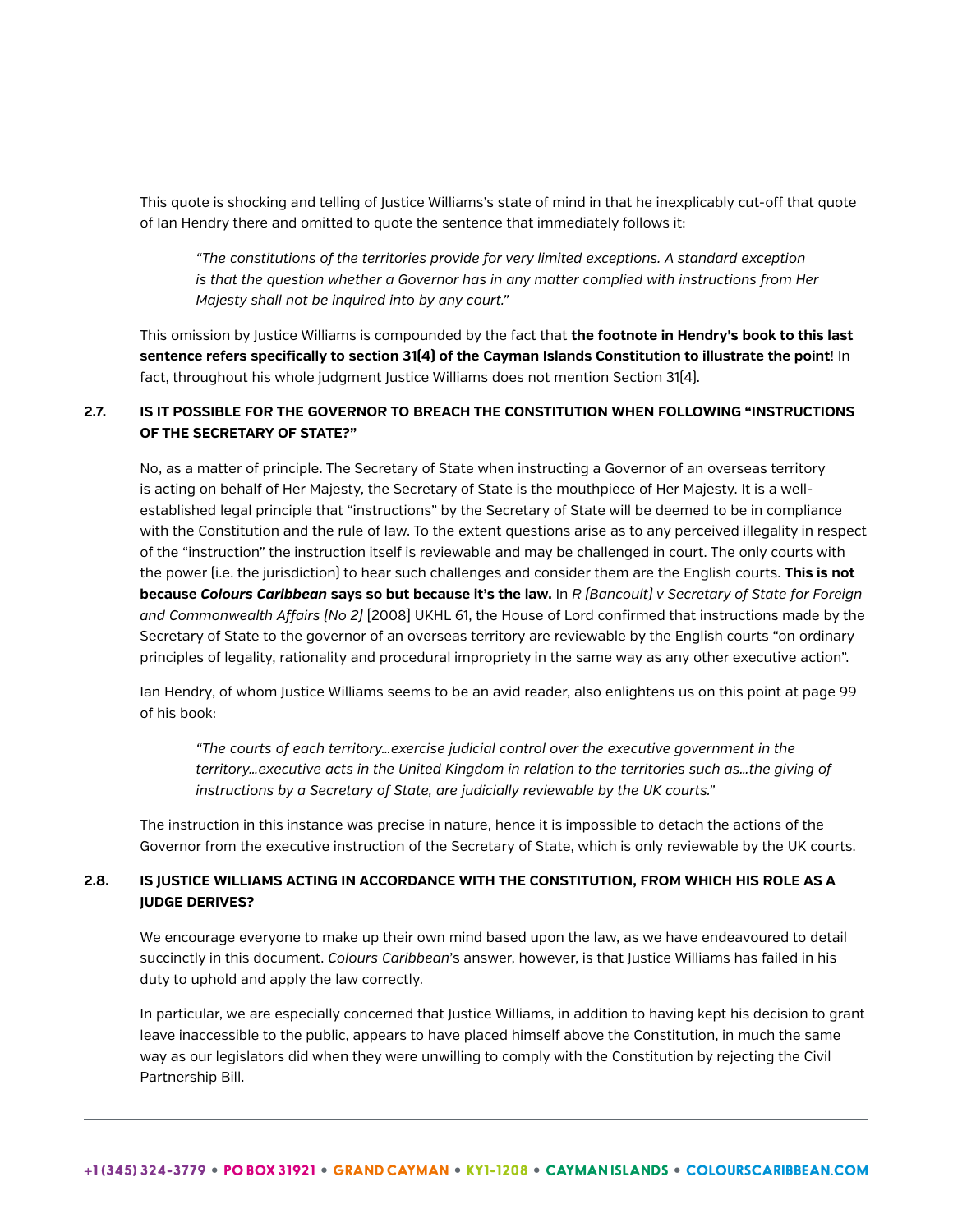This quote is shocking and telling of Justice Williams's state of mind in that he inexplicably cut-off that quote of Ian Hendry there and omitted to quote the sentence that immediately follows it:

> *"The constitutions of the territories provide for very limited exceptions. A standard exception is that the question whether a Governor has in any matter complied with instructions from Her Majesty shall not be inquired into by any court."*

This omission by Justice Williams is compounded by the fact that **the footnote in Hendry's book to this last sentence refers specifically to section 31(4) of the Cayman Islands Constitution to illustrate the point**! In fact, throughout his whole judgment Justice Williams does not mention Section 31(4).

### 2.7. IS IT POSSIBLE FOR THE GOVERNOR TO BREACH THE CONSTITUTION WHEN FOLLOWING "INSTRUCTIONS OF THE SECRETARY OF STATE?"

No, as a matter of principle. The Secretary of State when instructing a Governor of an overseas territory is acting on behalf of Her Majesty, the Secretary of State is the mouthpiece of Her Majesty. It is a well-established legal principle that "instructions" by the Secretary of State will be deemed to be in compliance with the Constitution and the rule of law. To the extent questions arise as to any perceived illegality in respect of the "instruction" the instruction itself is reviewable and may be challenged in court. The only courts with the power (i.e. the jurisdiction) to hear such challenges and consider them are the English courts. **This is not because *Colours Caribbean* says so but because it's the law.** In *R (Bancoult) v Secretary of State for Foreign and Commonwealth Affairs (No 2)* [2008] UKHL 61, the House of Lord confirmed that instructions made by the Secretary of State to the governor of an overseas territory are reviewable by the English courts "on ordinary principles of legality, rationality and procedural impropriety in the same way as any other executive action".

Ian Hendry, of whom Justice Williams seems to be an avid reader, also enlightens us on this point at page 99 of his book:

> *"The courts of each territory…exercise judicial control over the executive government in the territory…executive acts in the United Kingdom in relation to the territories such as…the giving of instructions by a Secretary of State, are judicially reviewable by the UK courts."*

The instruction in this instance was precise in nature, hence it is impossible to detach the actions of the Governor from the executive instruction of the Secretary of State, which is only reviewable by the UK courts.

### 2.8. IS JUSTICE WILLIAMS ACTING IN ACCORDANCE WITH THE CONSTITUTION, FROM WHICH HIS ROLE AS A JUDGE DERIVES?

We encourage everyone to make up their own mind based upon the law, as we have endeavoured to detail succinctly in this document. *Colours Caribbean*'s answer, however, is that Justice Williams has failed in his duty to uphold and apply the law correctly.

In particular, we are especially concerned that Justice Williams, in addition to having kept his decision to grant leave inaccessible to the public, appears to have placed himself above the Constitution, in much the same way as our legislators did when they were unwilling to comply with the Constitution by rejecting the Civil Partnership Bill.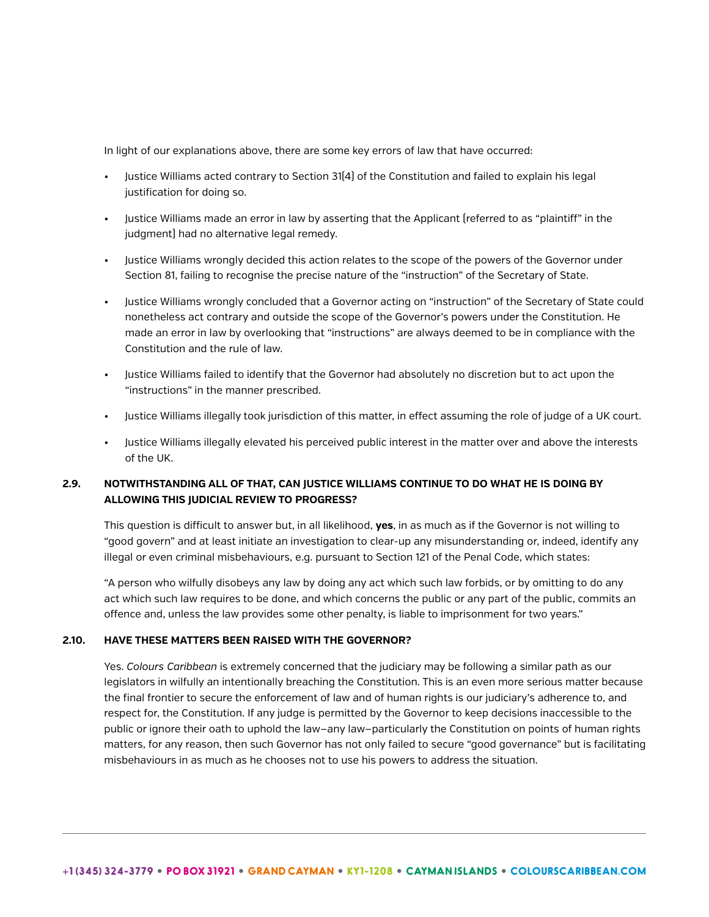In light of our explanations above, there are some key errors of law that have occurred:

- Justice Williams acted contrary to Section 31(4) of the Constitution and failed to explain his legal justification for doing so.
- Justice Williams made an error in law by asserting that the Applicant (referred to as "plaintiff" in the judgment) had no alternative legal remedy.
- Justice Williams wrongly decided this action relates to the scope of the powers of the Governor under Section 81, failing to recognise the precise nature of the "instruction" of the Secretary of State.
- Justice Williams wrongly concluded that a Governor acting on "instruction" of the Secretary of State could nonetheless act contrary and outside the scope of the Governor's powers under the Constitution. He made an error in law by overlooking that "instructions" are always deemed to be in compliance with the Constitution and the rule of law.
- Justice Williams failed to identify that the Governor had absolutely no discretion but to act upon the "instructions" in the manner prescribed.
- Justice Williams illegally took jurisdiction of this matter, in effect assuming the role of judge of a UK court.
- Justice Williams illegally elevated his perceived public interest in the matter over and above the interests of the UK.

### 2.9. NOTWITHSTANDING ALL OF THAT, CAN JUSTICE WILLIAMS CONTINUE TO DO WHAT HE IS DOING BY ALLOWING THIS JUDICIAL REVIEW TO PROGRESS?

This question is difficult to answer but, in all likelihood, **yes**, in as much as if the Governor is not willing to "good govern" and at least initiate an investigation to clear-up any misunderstanding or, indeed, identify any illegal or even criminal misbehaviours, e.g. pursuant to Section 121 of the Penal Code, which states:

"A person who wilfully disobeys any law by doing any act which such law forbids, or by omitting to do any act which such law requires to be done, and which concerns the public or any part of the public, commits an offence and, unless the law provides some other penalty, is liable to imprisonment for two years."

### 2.10. HAVE THESE MATTERS BEEN RAISED WITH THE GOVERNOR?

Yes. *Colours Caribbean* is extremely concerned that the judiciary may be following a similar path as our legislators in wilfully an intentionally breaching the Constitution. This is an even more serious matter because the final frontier to secure the enforcement of law and of human rights is our judiciary's adherence to, and respect for, the Constitution. If any judge is permitted by the Governor to keep decisions inaccessible to the public or ignore their oath to uphold the law—any law—particularly the Constitution on points of human rights matters, for any reason, then such Governor has not only failed to secure "good governance" but is facilitating misbehaviours in as much as he chooses not to use his powers to address the situation.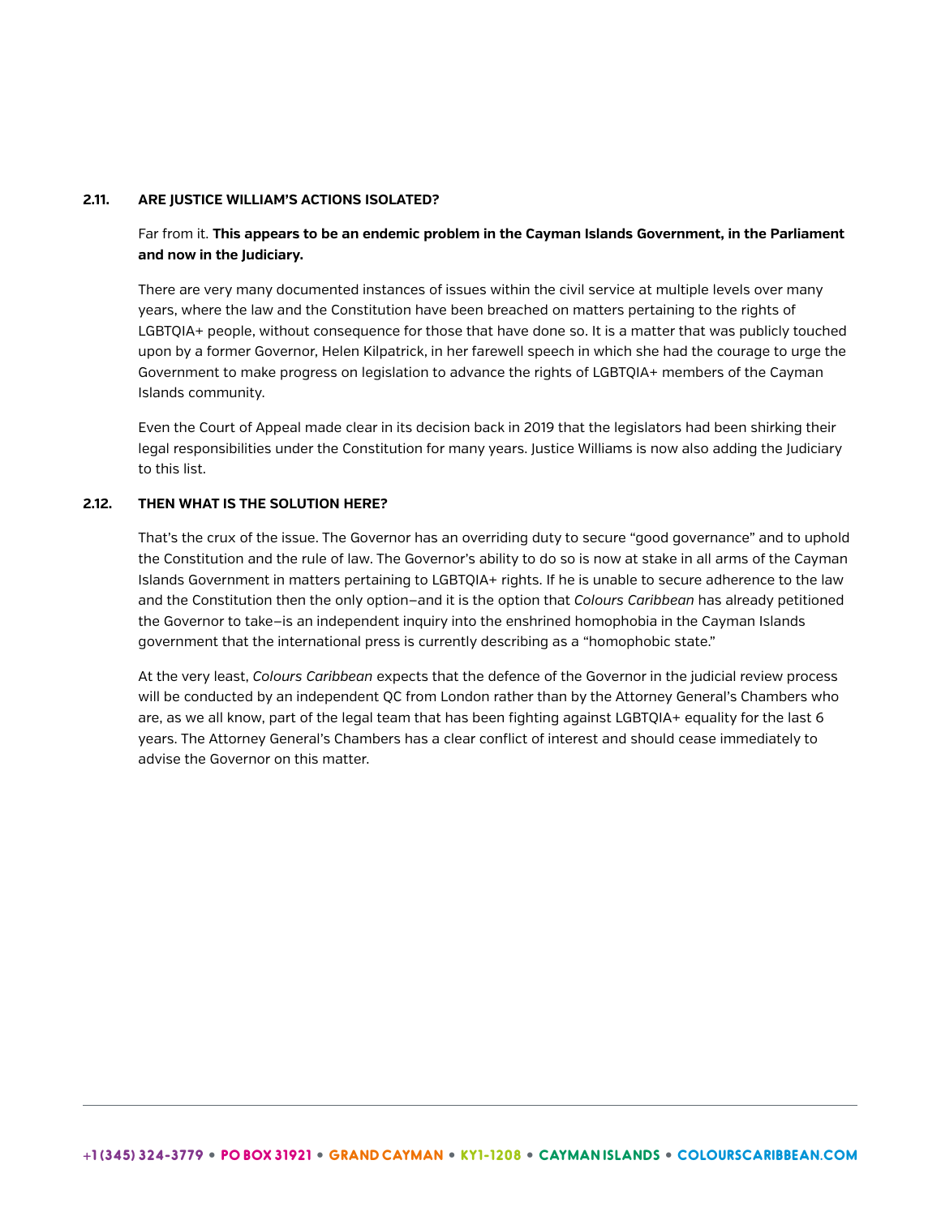### 2.11. ARE JUSTICE WILLIAM'S ACTIONS ISOLATED?

Far from it. **This appears to be an endemic problem in the Cayman Islands Government, in the Parliament and now in the Judiciary.**

There are very many documented instances of issues within the civil service at multiple levels over many years, where the law and the Constitution have been breached on matters pertaining to the rights of LGBTQIA+ people, without consequence for those that have done so. It is a matter that was publicly touched upon by a former Governor, Helen Kilpatrick, in her farewell speech in which she had the courage to urge the Government to make progress on legislation to advance the rights of LGBTQIA+ members of the Cayman Islands community.

Even the Court of Appeal made clear in its decision back in 2019 that the legislators had been shirking their legal responsibilities under the Constitution for many years. Justice Williams is now also adding the Judiciary to this list.

### 2.12. THEN WHAT IS THE SOLUTION HERE?

That's the crux of the issue. The Governor has an overriding duty to secure "good governance" and to uphold the Constitution and the rule of law. The Governor's ability to do so is now at stake in all arms of the Cayman Islands Government in matters pertaining to LGBTQIA+ rights. If he is unable to secure adherence to the law and the Constitution then the only option–and it is the option that *Colours Caribbean* has already petitioned the Governor to take–is an independent inquiry into the enshrined homophobia in the Cayman Islands government that the international press is currently describing as a "homophobic state."

At the very least, *Colours Caribbean* expects that the defence of the Governor in the judicial review process will be conducted by an independent QC from London rather than by the Attorney General's Chambers who are, as we all know, part of the legal team that has been fighting against LGBTQIA+ equality for the last 6 years. The Attorney General's Chambers has a clear conflict of interest and should cease immediately to advise the Governor on this matter.